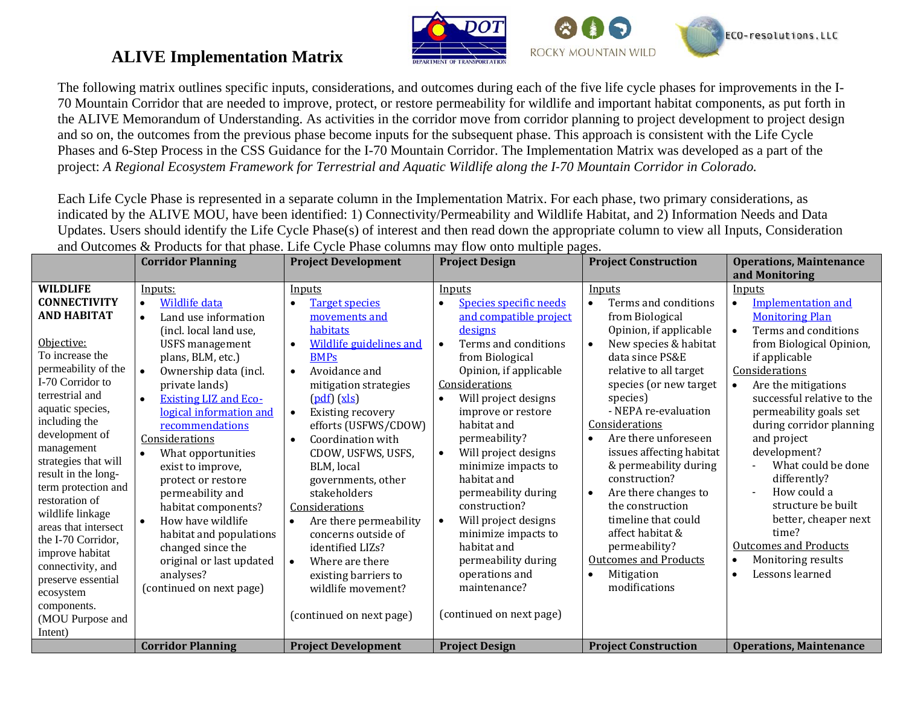# ALIVE Implementation Matrix

The following matrix outlines specific inputs, considerations, and outcomes during each of the five life cycle phases for improvements in the I-70 Mountain Corridor that are needed to improve, protect, or restore permeability for wildlife and important habitat components, as put forth in the ALIVE Memorandum of Understanding. As activities in the corridor move from corridor planning to project development to project design and so on, the outcomes from the previous phase become inputs for the subsequent phase. This approach is consistent with the Life Cycle Phases and 6-Step Process in the CSS Guidance for the I-70 Mountain Corridor. The Implementation Matrix was developed as a part of the project: *A Regional Ecosystem Framework for Terrestrial and Aquatic Wildlife along the I-70 Mountain Corridor in Colorado.*

Each Life Cycle Phase is represented in a separate column in the Implementation Matrix. For each phase, two primary considerations, as indicated by the ALIVE MOU, have been identified: 1) Connectivity/Permeability and Wildlife Habitat, and 2) Information Needs and Data Updates. Users should identify the Life Cycle Phase(s) of interest and then read down the appropriate column to view all Inputs, Consideration and Outcomes & Products for that phase. Life Cycle Phase columns may flow onto multiple pages.

| | Corridor Planning | Project Development | Project Design | Project Construction | Operations, Maintenance and Monitoring |
|---|---|---|---|---|---|
| **WILDLIFE CONNECTIVITY AND HABITAT**<br><br>Objective:<br>To increase the permeability of the I-70 Corridor to terrestrial and aquatic species, including the development of management strategies that will result in the long-term protection and restoration of wildlife linkage areas that intersect the I-70 Corridor, improve habitat connectivity, and preserve essential ecosystem components. (MOU Purpose and Intent) | Inputs:<br>• Wildlife data<br>• Land use information (incl. local land use, USFS management plans, BLM, etc.)<br>• Ownership data (incl. private lands)<br>• Existing LIZ and Eco-logical information and recommendations<br>Considerations<br>• What opportunities exist to improve, protect or restore permeability and habitat components?<br>• How have wildlife habitat and populations changed since the original or last updated analyses?<br>(continued on next page) | Inputs<br>• Target species movements and habitats<br>• Wildlife guidelines and BMPs<br>• Avoidance and mitigation strategies (pdf) (xls)<br>• Existing recovery efforts (USFWS/CDOW)<br>• Coordination with CDOW, USFWS, USFS, BLM, local governments, other stakeholders<br>Considerations<br>• Are there permeability concerns outside of identified LIZs?<br>• Where are there existing barriers to wildlife movement?<br><br>(continued on next page) | Inputs<br>• Species specific needs and compatible project designs<br>• Terms and conditions from Biological Opinion, if applicable<br>Considerations<br>• Will project designs improve or restore habitat and permeability?<br>• Will project designs minimize impacts to habitat and permeability during construction?<br>• Will project designs minimize impacts to habitat and permeability during operations and maintenance?<br><br>(continued on next page) | Inputs<br>• Terms and conditions from Biological Opinion, if applicable<br>• New species & habitat data since PS&E relative to all target species (or new target species)<br>- NEPA re-evaluation<br>Considerations<br>• Are there unforeseen issues affecting habitat & permeability during construction?<br>• Are there changes to the construction timeline that could affect habitat & permeability?<br>Outcomes and Products<br>• Mitigation modifications | Inputs<br>• Implementation and Monitoring Plan<br>• Terms and conditions from Biological Opinion, if applicable<br>Considerations<br>• Are the mitigations successful relative to the permeability goals set during corridor planning and project development?<br>- What could be done differently?<br>- How could a structure be built better, cheaper next time?<br>Outcomes and Products<br>• Monitoring results<br>• Lessons learned |
| | **Corridor Planning** | **Project Development** | **Project Design** | **Project Construction** | **Operations, Maintenance** |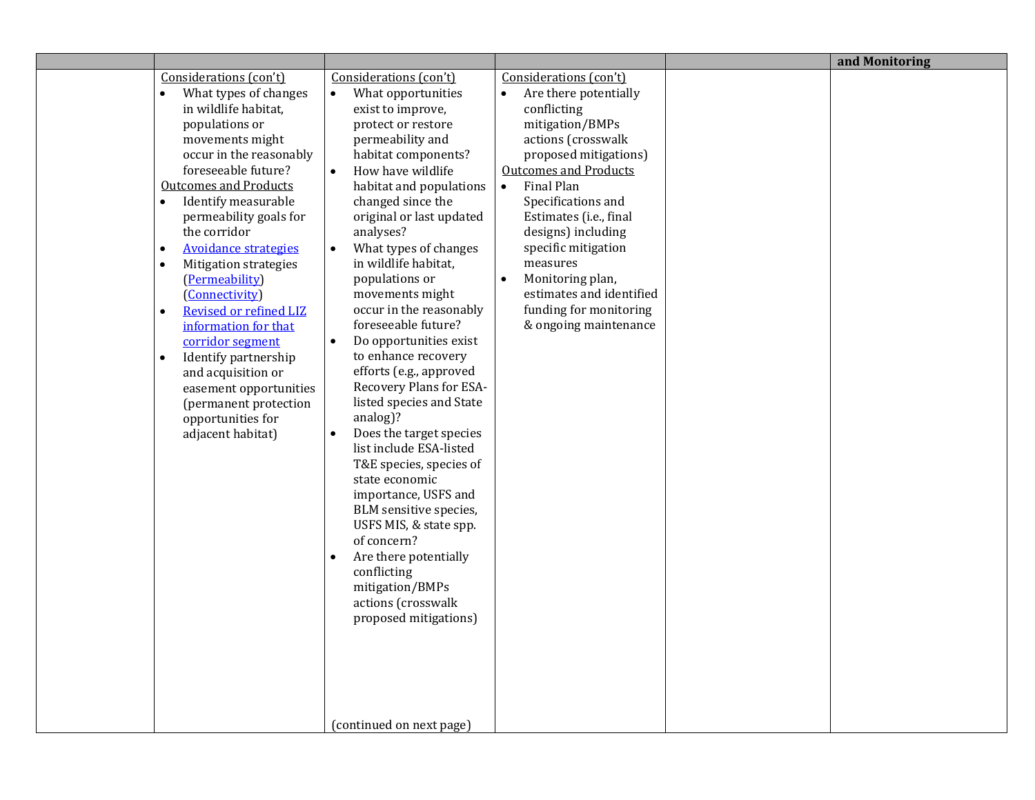| | | | | | and Monitoring |
|---|---|---|---|---|---|
| | Considerations (con't)<br>• What types of changes in wildlife habitat, populations or movements might occur in the reasonably foreseeable future?<br>Outcomes and Products<br>• Identify measurable permeability goals for the corridor<br>• Avoidance strategies<br>• Mitigation strategies (Permeability) (Connectivity)<br>• Revised or refined LIZ information for that corridor segment<br>• Identify partnership and acquisition or easement opportunities (permanent protection opportunities for adjacent habitat) | Considerations (con't)<br>• What opportunities exist to improve, protect or restore permeability and habitat components?<br>• How have wildlife habitat and populations changed since the original or last updated analyses?<br>• What types of changes in wildlife habitat, populations or movements might occur in the reasonably foreseeable future?<br>• Do opportunities exist to enhance recovery efforts (e.g., approved Recovery Plans for ESA-listed species and State analog)?<br>• Does the target species list include ESA-listed T&E species, species of state economic importance, USFS and BLM sensitive species, USFS MIS, & state spp. of concern?<br>• Are there potentially conflicting mitigation/BMPs actions (crosswalk proposed mitigations)<br><br>(continued on next page) | Considerations (con't)<br>• Are there potentially conflicting mitigation/BMPs actions (crosswalk proposed mitigations)<br>Outcomes and Products<br>• Final Plan Specifications and Estimates (i.e., final designs) including specific mitigation measures<br>• Monitoring plan, estimates and identified funding for monitoring & ongoing maintenance | | |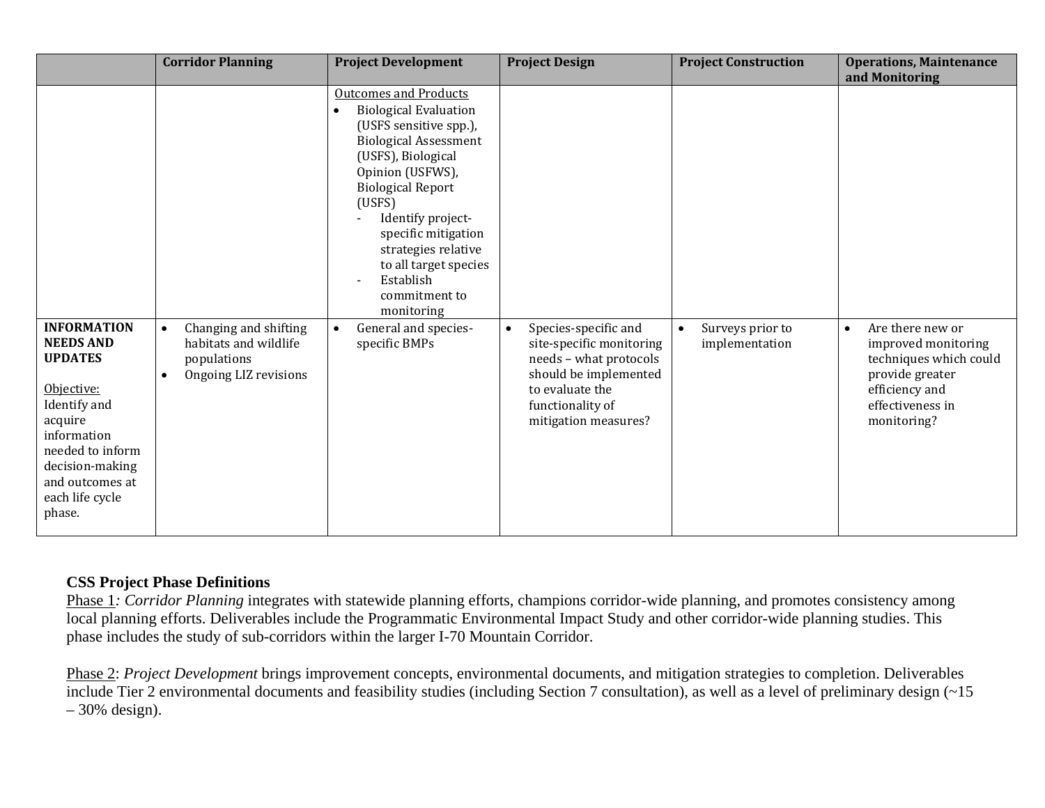| | Corridor Planning | Project Development | Project Design | Project Construction | Operations, Maintenance and Monitoring |
|---|---|---|---|---|---|
| | | Outcomes and Products<br>• Biological Evaluation (USFS sensitive spp.), Biological Assessment (USFS), Biological Opinion (USFWS), Biological Report (USFS)<br>- Identify project-specific mitigation strategies relative to all target species<br>- Establish commitment to monitoring | | | |
| **INFORMATION NEEDS AND UPDATES**<br><br>Objective: Identify and acquire information needed to inform decision-making and outcomes at each life cycle phase. | • Changing and shifting habitats and wildlife populations<br>• Ongoing LIZ revisions | • General and species-specific BMPs | • Species-specific and site-specific monitoring needs – what protocols should be implemented to evaluate the functionality of mitigation measures? | • Surveys prior to implementation | • Are there new or improved monitoring techniques which could provide greater efficiency and effectiveness in monitoring? |

**CSS Project Phase Definitions**

Phase 1: *Corridor Planning* integrates with statewide planning efforts, champions corridor-wide planning, and promotes consistency among local planning efforts. Deliverables include the Programmatic Environmental Impact Study and other corridor-wide planning studies. This phase includes the study of sub-corridors within the larger I-70 Mountain Corridor.

Phase 2: *Project Development* brings improvement concepts, environmental documents, and mitigation strategies to completion. Deliverables include Tier 2 environmental documents and feasibility studies (including Section 7 consultation), as well as a level of preliminary design (~15 – 30% design).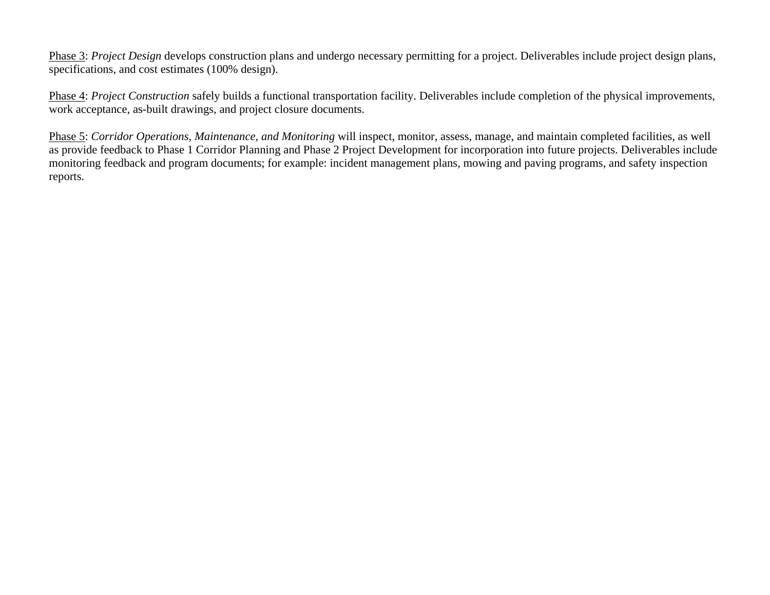<u>Phase 3</u>: *Project Design* develops construction plans and undergo necessary permitting for a project. Deliverables include project design plans, specifications, and cost estimates (100% design).

<u>Phase 4</u>: *Project Construction* safely builds a functional transportation facility. Deliverables include completion of the physical improvements, work acceptance, as-built drawings, and project closure documents.

<u>Phase 5</u>: *Corridor Operations, Maintenance, and Monitoring* will inspect, monitor, assess, manage, and maintain completed facilities, as well as provide feedback to Phase 1 Corridor Planning and Phase 2 Project Development for incorporation into future projects. Deliverables include monitoring feedback and program documents; for example: incident management plans, mowing and paving programs, and safety inspection reports.